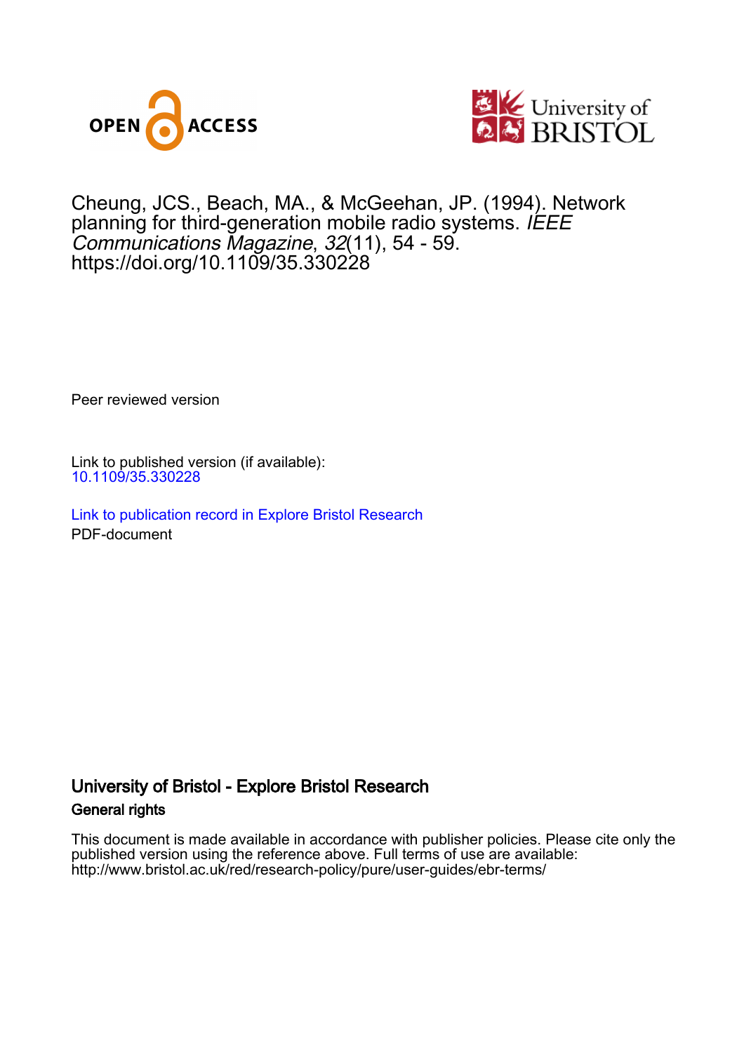OPEN ACCESS

University of BRISTOL

Cheung, JCS., Beach, MA., & McGeehan, JP. (1994). Network planning for third-generation mobile radio systems. *IEEE Communications Magazine*, *32*(11), 54 - 59. https://doi.org/10.1109/35.330228

Peer reviewed version

Link to published version (if available):
10.1109/35.330228

Link to publication record in Explore Bristol Research
PDF-document

## University of Bristol - Explore Bristol Research

### General rights

This document is made available in accordance with publisher policies. Please cite only the published version using the reference above. Full terms of use are available: http://www.bristol.ac.uk/red/research-policy/pure/user-guides/ebr-terms/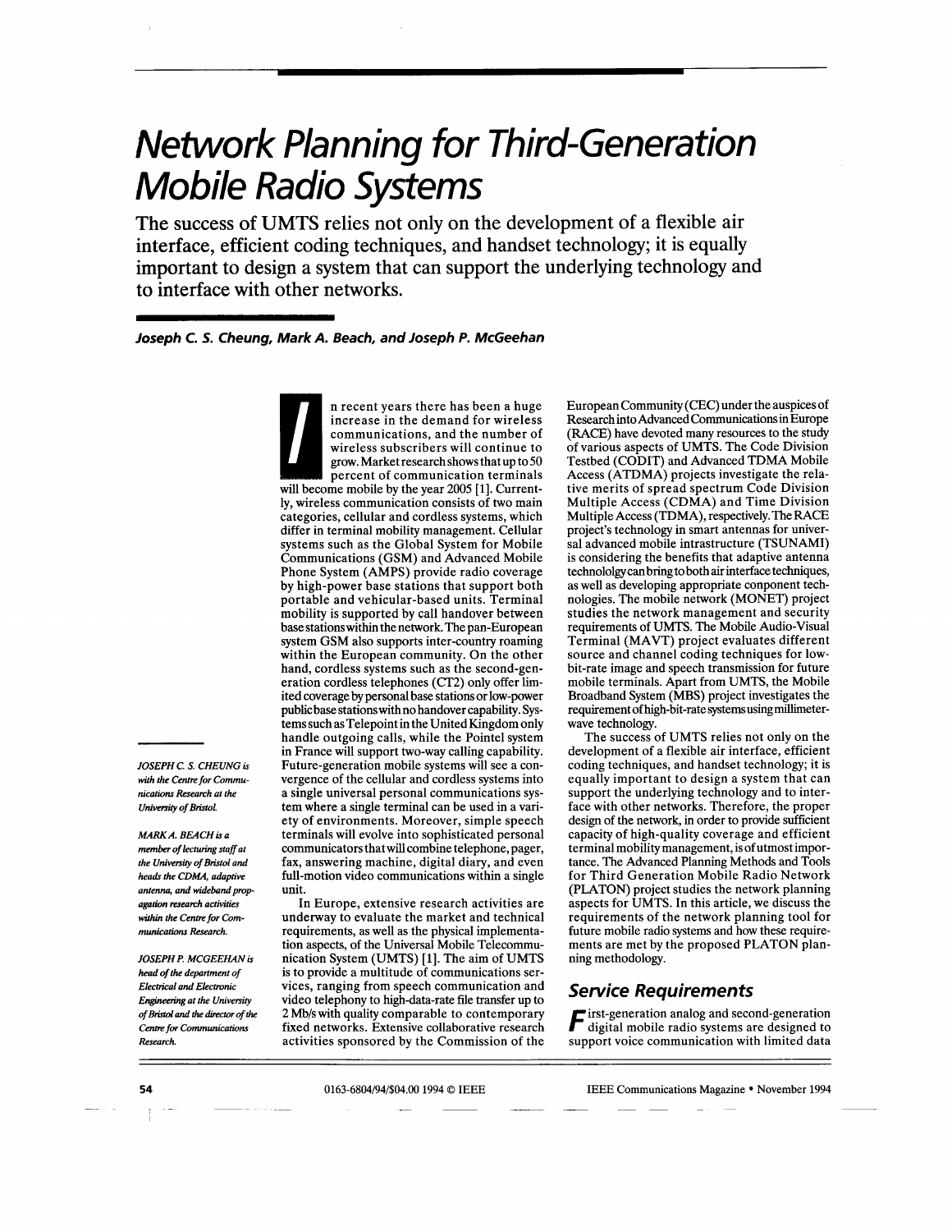# Network Planning for Third-Generation Mobile Radio Systems

The success of UMTS relies not only on the development of a flexible air interface, efficient coding techniques, and handset technology; it is equally important to design a system that can support the underlying technology and to interface with other networks.

***Joseph C. S. Cheung, Mark A. Beach, and Joseph P. McGeehan***

In recent years there has been a huge increase in the demand for wireless communications, and the number of wireless subscribers will continue to grow. Market research shows that up to 50 percent of communication terminals will become mobile by the year 2005 [1]. Currently, wireless communication consists of two main categories, cellular and cordless systems, which differ in terminal mobility management. Cellular systems such as the Global System for Mobile Communications (GSM) and Advanced Mobile Phone System (AMPS) provide radio coverage by high-power base stations that support both portable and vehicular-based units. Terminal mobility is supported by call handover between base stations within the network. The pan-European system GSM also supports inter-country roaming within the European community. On the other hand, cordless systems such as the second-generation cordless telephones (CT2) only offer limited coverage by personal base stations or low-power public base stations with no handover capability. Systems such as Telepoint in the United Kingdom only handle outgoing calls, while the Pointel system in France will support two-way calling capability. Future-generation mobile systems will see a convergence of the cellular and cordless systems into a single universal personal communications system where a single terminal can be used in a variety of environments. Moreover, simple speech terminals will evolve into sophisticated personal communicators that will combine telephone, pager, fax, answering machine, digital diary, and even full-motion video communications within a single unit.

In Europe, extensive research activities are underway to evaluate the market and technical requirements, as well as the physical implementation aspects, of the Universal Mobile Telecommunication System (UMTS) [1]. The aim of UMTS is to provide a multitude of communications services, ranging from speech communication and video telephony to high-data-rate file transfer up to 2 Mb/s with quality comparable to contemporary fixed networks. Extensive collaborative research activities sponsored by the Commission of the European Community (CEC) under the auspices of Research into Advanced Communications in Europe (RACE) have devoted many resources to the study of various aspects of UMTS. The Code Division Testbed (CODIT) and Advanced TDMA Mobile Access (ATDMA) projects investigate the relative merits of spread spectrum Code Division Multiple Access (CDMA) and Time Division Multiple Access (TDMA), respectively. The RACE project's technology in smart antennas for universal advanced mobile intrastructure (TSUNAMI) is considering the benefits that adaptive antenna technololgy can bring to both air interface techniques, as well as developing appropriate component technologies. The mobile network (MONET) project studies the network management and security requirements of UMTS. The Mobile Audio-Visual Terminal (MAVT) project evaluates different source and channel coding techniques for low-bit-rate image and speech transmission for future mobile terminals. Apart from UMTS, the Mobile Broadband System (MBS) project investigates the requirement of high-bit-rate systems using millimeter-wave technology.

The success of UMTS relies not only on the development of a flexible air interface, efficient coding techniques, and handset technology; it is equally important to design a system that can support the underlying technology and to interface with other networks. Therefore, the proper design of the network, in order to provide sufficient capacity of high-quality coverage and efficient terminal mobility management, is of utmost importance. The Advanced Planning Methods and Tools for Third Generation Mobile Radio Network (PLATON) project studies the network planning aspects for UMTS. In this article, we discuss the requirements of the network planning tool for future mobile radio systems and how these requirements are met by the proposed PLATON planning methodology.

*JOSEPH C. S. CHEUNG is with the Centre for Communications Research at the University of Bristol.*

*MARK A. BEACH is a member of lecturing staff at the University of Bristol and heads the CDMA, adaptive antenna, and wideband propagation research activities within the Centre for Communications Research.*

*JOSEPH P. MCGEEHAN is head of the department of Electrical and Electronic Engineering at the University of Bristol and the director of the Centre for Communications Research.*

## Service Requirements

First-generation analog and second-generation digital mobile radio systems are designed to support voice communication with limited data

0163-6804/94/$04.00 1994 © IEEE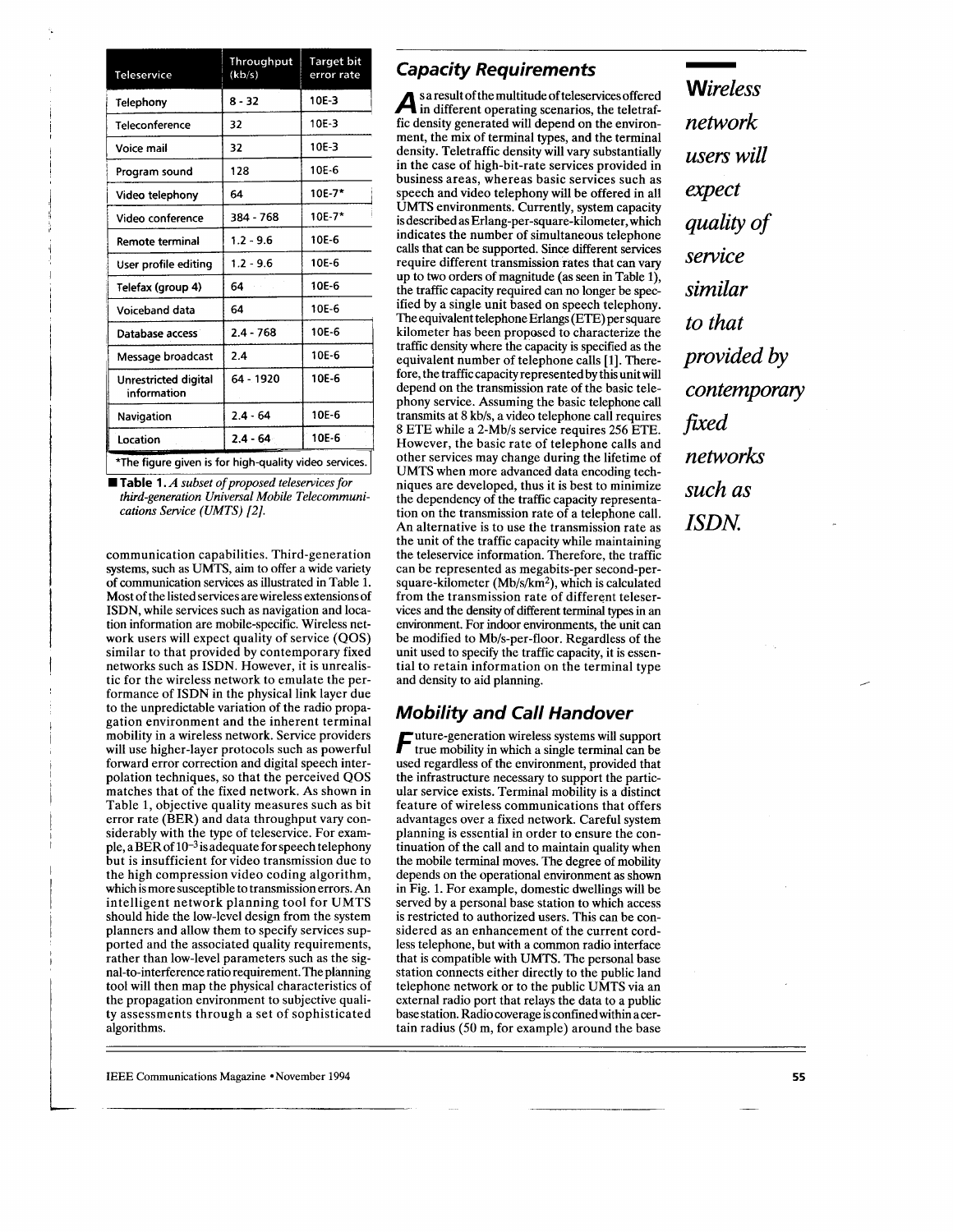| Teleservice | Throughput (kb/s) | Target bit error rate |
|---|---|---|
| Telephony | 8 - 32 | 10E-3 |
| Teleconference | 32 | 10E-3 |
| Voice mail | 32 | 10E-3 |
| Program sound | 128 | 10E-6 |
| Video telephony | 64 | 10E-7* |
| Video conference | 384 - 768 | 10E-7* |
| Remote terminal | 1.2 - 9.6 | 10E-6 |
| User profile editing | 1.2 - 9.6 | 10E-6 |
| Telefax (group 4) | 64 | 10E-6 |
| Voiceband data | 64 | 10E-6 |
| Database access | 2.4 - 768 | 10E-6 |
| Message broadcast | 2.4 | 10E-6 |
| Unrestricted digital information | 64 - 1920 | 10E-6 |
| Navigation | 2.4 - 64 | 10E-6 |
| Location | 2.4 - 64 | 10E-6 |

*The figure given is for high-quality video services.

**Table 1.** *A subset of proposed teleservices for third-generation Universal Mobile Telecommunications Service (UMTS) [2].*

communication capabilities. Third-generation systems, such as UMTS, aim to offer a wide variety of communication services as illustrated in Table 1. Most of the listed services are wireless extensions of ISDN, while services such as navigation and location information are mobile-specific. Wireless network users will expect quality of service (QOS) similar to that provided by contemporary fixed networks such as ISDN. However, it is unrealistic for the wireless network to emulate the performance of ISDN in the physical link layer due to the unpredictable variation of the radio propagation environment and the inherent terminal mobility in a wireless network. Service providers will use higher-layer protocols such as powerful forward error correction and digital speech interpolation techniques, so that the perceived QOS matches that of the fixed network. As shown in Table 1, objective quality measures such as bit error rate (BER) and data throughput vary considerably with the type of teleservice. For example, a BER of $10^{-3}$ is adequate for speech telephony but is insufficient for video transmission due to the high compression video coding algorithm, which is more susceptible to transmission errors. An intelligent network planning tool for UMTS should hide the low-level design from the system planners and allow them to specify services supported and the associated quality requirements, rather than low-level parameters such as the signal-to-interference ratio requirement. The planning tool will then map the physical characteristics of the propagation environment to subjective quality assessments through a set of sophisticated algorithms.

## Capacity Requirements

As a result of the multitude of teleservices offered in different operating scenarios, the teletraffic density generated will depend on the environment, the mix of terminal types, and the terminal density. Teletraffic density will vary substantially in the case of high-bit-rate services provided in business areas, whereas basic services such as speech and video telephony will be offered in all UMTS environments. Currently, system capacity is described as Erlang-per-square-kilometer, which indicates the number of simultaneous telephone calls that can be supported. Since different services require different transmission rates that can vary up to two orders of magnitude (as seen in Table 1), the traffic capacity required can no longer be specified by a single unit based on speech telephony. The equivalent telephone Erlangs (ETE) per square kilometer has been proposed to characterize the traffic density where the capacity is specified as the equivalent number of telephone calls [1]. Therefore, the traffic capacity represented by this unit will depend on the transmission rate of the basic telephony service. Assuming the basic telephone call transmits at 8 kb/s, a video telephone call requires 8 ETE while a 2-Mb/s service requires 256 ETE. However, the basic rate of telephone calls and other services may change during the lifetime of UMTS when more advanced data encoding techniques are developed, thus it is best to minimize the dependency of the traffic capacity representation on the transmission rate of a telephone call. An alternative is to use the transmission rate as the unit of the traffic capacity while maintaining the teleservice information. Therefore, the traffic can be represented as megabits-per second-per-square-kilometer (Mb/s/km$^2$), which is calculated from the transmission rate of different teleservices and the density of different terminal types in an environment. For indoor environments, the unit can be modified to Mb/s-per-floor. Regardless of the unit used to specify the traffic capacity, it is essential to retain information on the terminal type and density to aid planning.

## Mobility and Call Handover

Future-generation wireless systems will support true mobility in which a single terminal can be used regardless of the environment, provided that the infrastructure necessary to support the particular service exists. Terminal mobility is a distinct feature of wireless communications that offers advantages over a fixed network. Careful system planning is essential in order to ensure the continuation of the call and to maintain quality when the mobile terminal moves. The degree of mobility depends on the operational environment as shown in Fig. 1. For example, domestic dwellings will be served by a personal base station to which access is restricted to authorized users. This can be considered as an enhancement of the current cordless telephone, but with a common radio interface that is compatible with UMTS. The personal base station connects either directly to the public land telephone network or to the public UMTS via an external radio port that relays the data to a public base station. Radio coverage is confined within a certain radius (50 m, for example) around the base

*Wireless network users will expect quality of service similar to that provided by contemporary fixed networks such as ISDN.*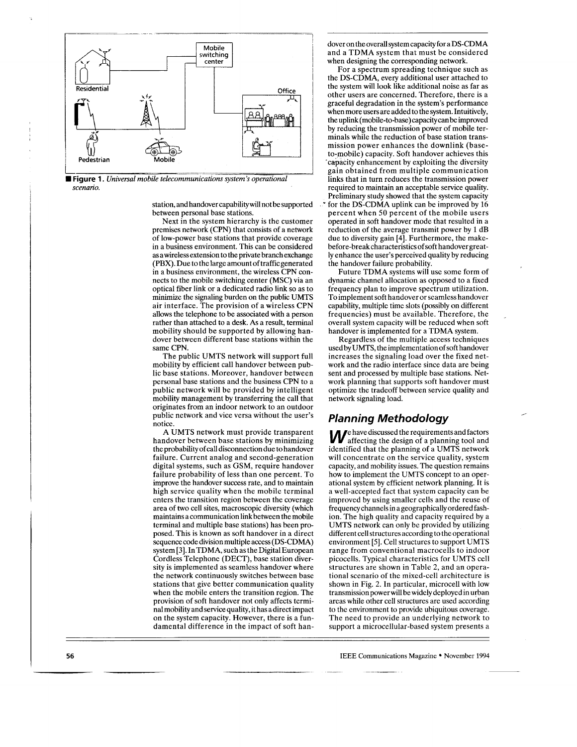Mobile switching center

Residential

Office

Pedestrian

Mobile

**Figure 1.** *Universal mobile telecommunications system's operational scenario.*

station, and handover capability will not be supported between personal base stations.

Next in the system hierarchy is the customer premises network (CPN) that consists of a network of low-power base stations that provide coverage in a business environment. This can be considered as a wireless extension to the private branch exchange (PBX). Due to the large amount of traffic generated in a business environment, the wireless CPN connects to the mobile switching center (MSC) via an optical fiber link or a dedicated radio link so as to minimize the signaling burden on the public UMTS air interface. The provision of a wireless CPN allows the telephone to be associated with a person rather than attached to a desk. As a result, terminal mobility should be supported by allowing handover between different base stations within the same CPN.

The public UMTS network will support full mobility by efficient call handover between public base stations. Moreover, handover between personal base stations and the business CPN to a public network will be provided by intelligent mobility management by transferring the call that originates from an indoor network to an outdoor public network and vice versa without the user's notice.

A UMTS network must provide transparent handover between base stations by minimizing the probability of call disconnection due to handover failure. Current analog and second-generation digital systems, such as GSM, require handover failure probability of less than one percent. To improve the handover success rate, and to maintain high service quality when the mobile terminal enters the transition region between the coverage area of two cell sites, macroscopic diversity (which maintains a communication link between the mobile terminal and multiple base stations) has been proposed. This is known as soft handover in a direct sequence code division multiple access (DS-CDMA) system [3]. In TDMA, such as the Digital European Cordless Telephone (DECT), base station diversity is implemented as seamless handover where the network continuously switches between base stations that give better communication quality when the mobile enters the transition region. The provision of soft handover not only affects terminal mobility and service quality, it has a direct impact on the system capacity. However, there is a fundamental difference in the impact of soft handover on the overall system capacity for a DS-CDMA and a TDMA system that must be considered when designing the corresponding network.

For a spectrum spreading technique such as the DS-CDMA, every additional user attached to the system will look like additional noise as far as other users are concerned. Therefore, there is a graceful degradation in the system's performance when more users are added to the system. Intuitively, the uplink (mobile-to-base) capacity can be improved by reducing the transmission power of mobile terminals while the reduction of base station transmission power enhances the downlink (base-to-mobile) capacity. Soft handover achieves this capacity enhancement by exploiting the diversity gain obtained from multiple communication links that in turn reduces the transmission power required to maintain an acceptable service quality. Preliminary study showed that the system capacity for the DS-CDMA uplink can be improved by 16 percent when 50 percent of the mobile users operated in soft handover mode that resulted in a reduction of the average transmit power by 1 dB due to diversity gain [4]. Furthermore, the make-before-break characteristics of soft handover greatly enhance the user's perceived quality by reducing the handover failure probability.

Future TDMA systems will use some form of dynamic channel allocation as opposed to a fixed frequency plan to improve spectrum utilization. To implement soft handover or seamless handover capability, multiple time slots (possibly on different frequencies) must be available. Therefore, the overall system capacity will be reduced when soft handover is implemented for a TDMA system.

Regardless of the multiple access techniques used by UMTS, the implementation of soft handover increases the signaling load over the fixed network and the radio interface since data are being sent and processed by multiple base stations. Network planning that supports soft handover must optimize the tradeoff between service quality and network signaling load.

## Planning Methodology

We have discussed the requirements and factors affecting the design of a planning tool and identified that the planning of a UMTS network will concentrate on the service quality, system capacity, and mobility issues. The question remains how to implement the UMTS concept to an operational system by efficient network planning. It is a well-accepted fact that system capacity can be improved by using smaller cells and the reuse of frequency channels in a geographically ordered fashion. The high quality and capacity required by a UMTS network can only be provided by utilizing different cell structures according to the operational environment [5]. Cell structures to support UMTS range from conventional macrocells to indoor picocells. Typical characteristics for UMTS cell structures are shown in Table 2, and an operational scenario of the mixed-cell architecture is shown in Fig. 2. In particular, microcell with low transmission power will be widely deployed in urban areas while other cell structures are used according to the environment to provide ubiquitous coverage. The need to provide an underlying network to support a microcellular-based system presents a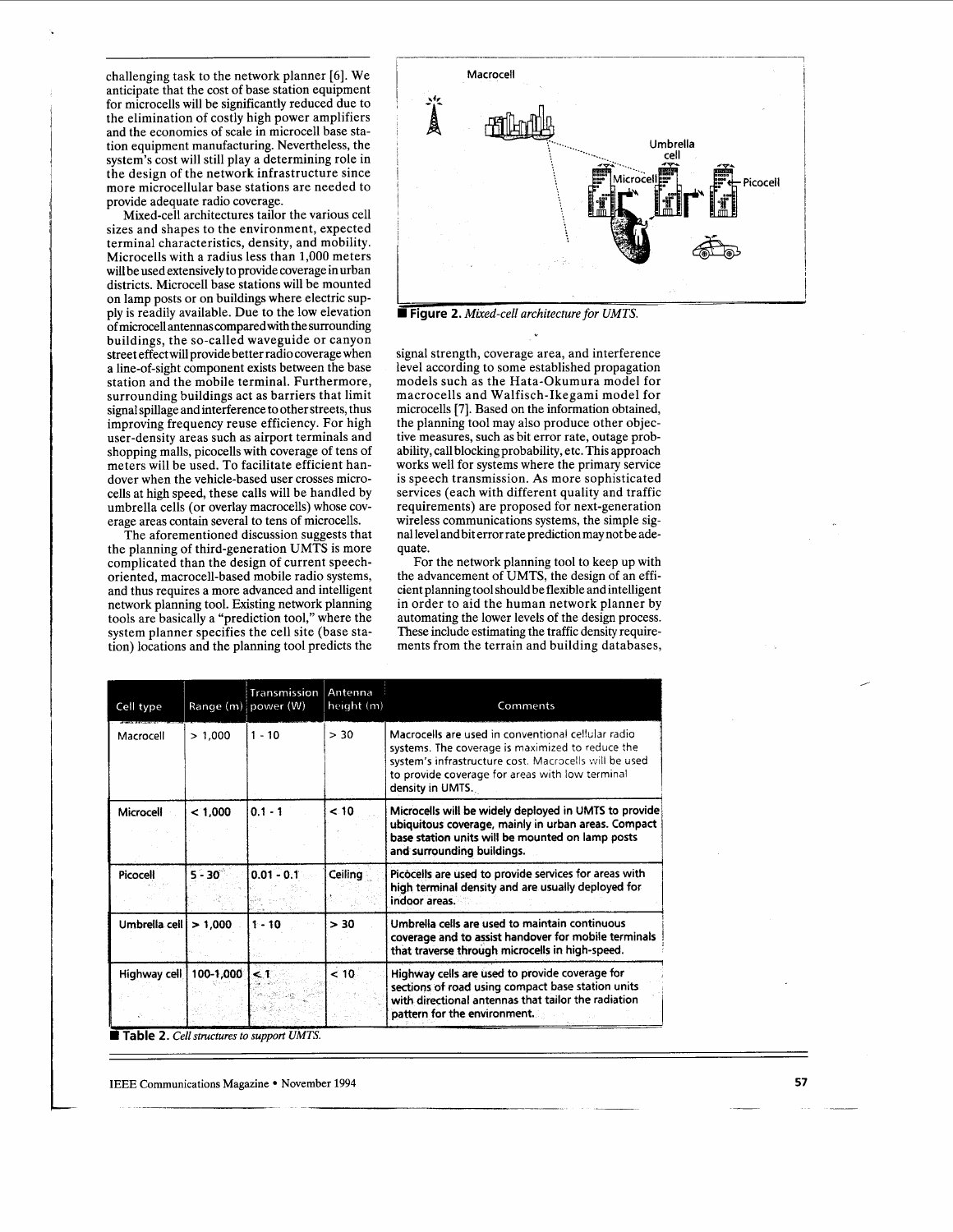challenging task to the network planner [6]. We anticipate that the cost of base station equipment for microcells will be significantly reduced due to the elimination of costly high power amplifiers and the economies of scale in microcell base station equipment manufacturing. Nevertheless, the system's cost will still play a determining role in the design of the network infrastructure since more microcellular base stations are needed to provide adequate radio coverage.

Mixed-cell architectures tailor the various cell sizes and shapes to the environment, expected terminal characteristics, density, and mobility. Microcells with a radius less than 1,000 meters will be used extensively to provide coverage in urban districts. Microcell base stations will be mounted on lamp posts or on buildings where electric supply is readily available. Due to the low elevation of microcell antennas compared with the surrounding buildings, the so-called waveguide or canyon street effect will provide better radio coverage when a line-of-sight component exists between the base station and the mobile terminal. Furthermore, surrounding buildings act as barriers that limit signal spillage and interference to other streets, thus improving frequency reuse efficiency. For high user-density areas such as airport terminals and shopping malls, picocells with coverage of tens of meters will be used. To facilitate efficient handover when the vehicle-based user crosses microcells at high speed, these calls will be handled by umbrella cells (or overlay macrocells) whose coverage areas contain several to tens of microcells.

The aforementioned discussion suggests that the planning of third-generation UMTS is more complicated than the design of current speech-oriented, macrocell-based mobile radio systems, and thus requires a more advanced and intelligent network planning tool. Existing network planning tools are basically a "prediction tool," where the system planner specifies the cell site (base station) locations and the planning tool predicts the signal strength, coverage area, and interference level according to some established propagation models such as the Hata-Okumura model for macrocells and Walfisch-Ikegami model for microcells [7]. Based on the information obtained, the planning tool may also produce other objective measures, such as bit error rate, outage probability, call blocking probability, etc. This approach works well for systems where the primary service is speech transmission. As more sophisticated services (each with different quality and traffic requirements) are proposed for next-generation wireless communications systems, the simple signal level and bit error rate prediction may not be adequate.

For the network planning tool to keep up with the advancement of UMTS, the design of an efficient planning tool should be flexible and intelligent in order to aid the human network planner by automating the lower levels of the design process. These include estimating the traffic density requirements from the terrain and building databases,

**Figure 2.** *Mixed-cell architecture for UMTS.*

| Cell type | Range (m) | Transmission power (W) | Antenna height (m) | Comments |
|---|---|---|---|---|
| Macrocell | > 1,000 | 1 - 10 | > 30 | Macrocells are used in conventional cellular radio systems. The coverage is maximized to reduce the system's infrastructure cost. Macrocells will be used to provide coverage for areas with low terminal density in UMTS. |
| Microcell | < 1,000 | 0.1 - 1 | < 10 | Microcells will be widely deployed in UMTS to provide ubiquitous coverage, mainly in urban areas. Compact base station units will be mounted on lamp posts and surrounding buildings. |
| Picocell | 5 - 30 | 0.01 - 0.1 | Ceiling | Picocells are used to provide services for areas with high terminal density and are usually deployed for indoor areas. |
| Umbrella cell | > 1,000 | 1 - 10 | > 30 | Umbrella cells are used to maintain continuous coverage and to assist handover for mobile terminals that traverse through microcells in high-speed. |
| Highway cell | 100-1,000 | < 1 | < 10 | Highway cells are used to provide coverage for sections of road using compact base station units with directional antennas that tailor the radiation pattern for the environment. |

**Table 2.** *Cell structures to support UMTS.*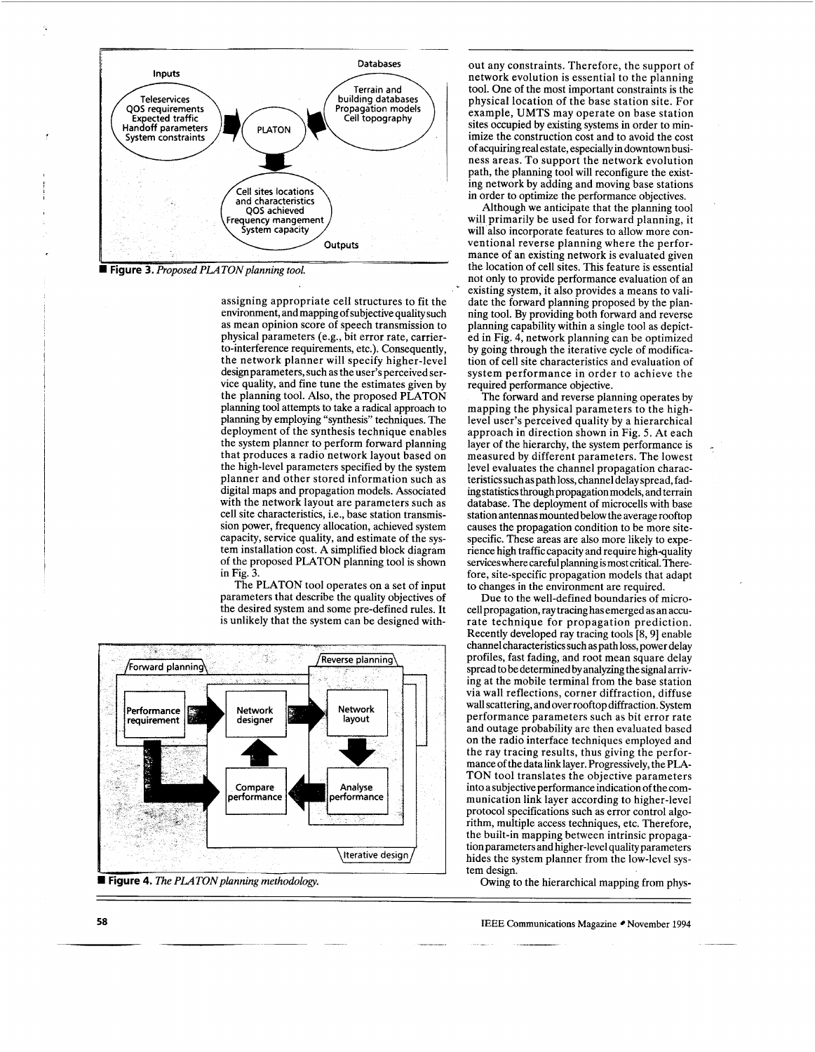**Figure 3.** *Proposed PLATON planning tool.*

assigning appropriate cell structures to fit the environment, and mapping of subjective quality such as mean opinion score of speech transmission to physical parameters (e.g., bit error rate, carrier-to-interference requirements, etc.). Consequently, the network planner will specify higher-level design parameters, such as the user's perceived service quality, and fine tune the estimates given by the planning tool. Also, the proposed PLATON planning tool attempts to take a radical approach to planning by employing "synthesis" techniques. The deployment of the synthesis technique enables the system planner to perform forward planning that produces a radio network layout based on the high-level parameters specified by the system planner and other stored information such as digital maps and propagation models. Associated with the network layout are parameters such as cell site characteristics, i.e., base station transmission power, frequency allocation, achieved system capacity, service quality, and estimate of the system installation cost. A simplified block diagram of the proposed PLATON planning tool is shown in Fig. 3.

The PLATON tool operates on a set of input parameters that describe the quality objectives of the desired system and some pre-defined rules. It is unlikely that the system can be designed without any constraints. Therefore, the support of network evolution is essential to the planning tool. One of the most important constraints is the physical location of the base station site. For example, UMTS may operate on base station sites occupied by existing systems in order to minimize the construction cost and to avoid the cost of acquiring real estate, especially in downtown business areas. To support the network evolution path, the planning tool will reconfigure the existing network by adding and moving base stations in order to optimize the performance objectives.

**Figure 4.** *The PLATON planning methodology.*

Although we anticipate that the planning tool will primarily be used for forward planning, it will also incorporate features to allow more conventional reverse planning where the performance of an existing network is evaluated given the location of cell sites. This feature is essential not only to provide performance evaluation of an existing system, it also provides a means to validate the forward planning proposed by the planning tool. By providing both forward and reverse planning capability within a single tool as depicted in Fig. 4, network planning can be optimized by going through the iterative cycle of modification of cell site characteristics and evaluation of system performance in order to achieve the required performance objective.

The forward and reverse planning operates by mapping the physical parameters to the high-level user's perceived quality by a hierarchical approach in direction shown in Fig. 5. At each layer of the hierarchy, the system performance is measured by different parameters. The lowest level evaluates the channel propagation characteristics such as path loss, channel delay spread, fading statistics through propagation models, and terrain database. The deployment of microcells with base station antennas mounted below the average rooftop causes the propagation condition to be more site-specific. These areas are also more likely to experience high traffic capacity and require high-quality services where careful planning is most critical. Therefore, site-specific propagation models that adapt to changes in the environment are required.

Due to the well-defined boundaries of microcell propagation, ray tracing has emerged as an accurate technique for propagation prediction. Recently developed ray tracing tools [8, 9] enable channel characteristics such as path loss, power delay profiles, fast fading, and root mean square delay spread to be determined by analyzing the signal arriving at the mobile terminal from the base station via wall reflections, corner diffraction, diffuse wall scattering, and over rooftop diffraction. System performance parameters such as bit error rate and outage probability are then evaluated based on the radio interface techniques employed and the ray tracing results, thus giving the performance of the data link layer. Progressively, the PLATON tool translates the objective parameters into a subjective performance indication of the communication link layer according to higher-level protocol specifications such as error control algorithm, multiple access techniques, etc. Therefore, the built-in mapping between intrinsic propagation parameters and higher-level quality parameters hides the system planner from the low-level system design.

Owing to the hierarchical mapping from phys-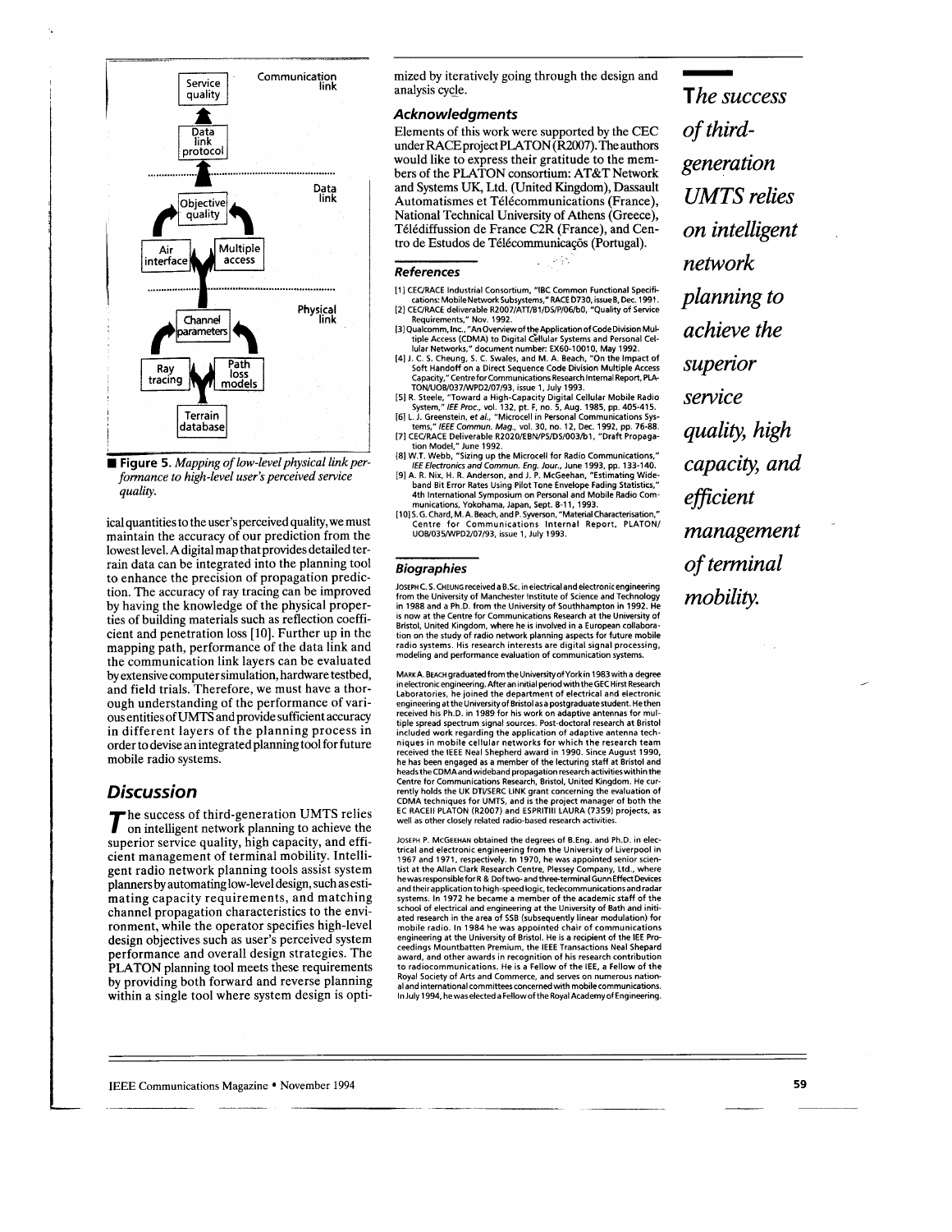Service quality

Communication link

Data link protocol

Objective quality

Data link

Air interface

Multiple access

Channel parameters

Physical link

Ray tracing

Path loss models

Terrain database

■ **Figure 5.** *Mapping of low-level physical link performance to high-level user's perceived service quality.*

ical quantities to the user's perceived quality, we must maintain the accuracy of our prediction from the lowest level. A digital map that provides detailed terrain data can be integrated into the planning tool to enhance the precision of propagation prediction. The accuracy of ray tracing can be improved by having the knowledge of the physical properties of building materials such as reflection coefficient and penetration loss [10]. Further up in the mapping path, performance of the data link and the communication link layers can be evaluated by extensive computer simulation, hardware testbed, and field trials. Therefore, we must have a thorough understanding of the performance of various entities of UMTS and provide sufficient accuracy in different layers of the planning process in order to devise an integrated planning tool for future mobile radio systems.

## Discussion

The success of third-generation UMTS relies on intelligent network planning to achieve the superior service quality, high capacity, and efficient management of terminal mobility. Intelligent radio network planning tools assist system planners by automating low-level design, such as estimating capacity requirements, and matching channel propagation characteristics to the environment, while the operator specifies high-level design objectives such as user's perceived system performance and overall design strategies. The PLATON planning tool meets these requirements by providing both forward and reverse planning within a single tool where system design is optimized by iteratively going through the design and analysis cycle.

### Acknowledgments

Elements of this work were supported by the CEC under RACE project PLATON (R2007). The authors would like to express their gratitude to the members of the PLATON consortium: AT&T Network and Systems UK, Ltd. (United Kingdom), Dassault Automatismes et Télécommunications (France), National Technical University of Athens (Greece), Télédiffusion de France C2R (France), and Centro de Estudos de Télécommunicaçõs (Portugal).

### References

[1] CEC/RACE Industrial Consortium, "IBC Common Functional Specifications: Mobile Network Subsystems," RACE D730, issue B, Dec. 1991.

[2] CEC/RACE deliverable R2007/ATT/B1/DS/P/06/b0, "Quality of Service Requirements," Nov. 1992.

[3] Qualcomm, Inc., "An Overview of the Application of Code Division Multiple Access (CDMA) to Digital Cellular Systems and Personal Cellular Networks," document number: EX60-10010, May 1992.

[4] J. C. S. Cheung, S. C. Swales, and M. A. Beach, "On the Impact of Soft Handoff on a Direct Sequence Code Division Multiple Access Capacity," Centre for Communications Research Internal Report, PLATON/UOB/037/WPD2/07/93, issue 1, July 1993.

[5] R. Steele, "Toward a High-Capacity Digital Cellular Mobile Radio System," *IEE Proc.*, vol. 132, pt. F, no. 5, Aug. 1985, pp. 405-415.

[6] L. J. Greenstein, *et al.*, "Microcell in Personal Communications Systems," *IEEE Commun. Mag.*, vol. 30, no. 12, Dec. 1992, pp. 76-88.

[7] CEC/RACE Deliverable R2020/EBN/PS/DS/003/b1, "Draft Propagation Model," June 1992.

[8] W.T. Webb, "Sizing up the Microcell for Radio Communications," *IEE Electronics and Commun. Eng. Jour.*, June 1993, pp. 133-140.

[9] A. R. Nix, H. R. Anderson, and J. P. McGeehan, "Estimating Wideband Bit Error Rates Using Pilot Tone Envelope Fading Statistics," 4th International Symposium on Personal and Mobile Radio Communications, Yokohama, Japan, Sept. 8-11, 1993.

[10] S. G. Chard, M. A. Beach, and P. Syverson, "Material Characterisation," Centre for Communications Internal Report, PLATON/UOB/035/WPD2/07/93, issue 1, July 1993.

### Biographies

JOSEPH C. S. CHEUNG received a B.Sc. in electrical and electronic engineering from the University of Manchester Institute of Science and Technology in 1988 and a Ph.D. from the University of Southhampton in 1992. He is now at the Centre for Communications Research at the University of Bristol, United Kingdom, where he is involved in a European collaboration on the study of radio network planning aspects for future mobile radio systems. His research interests are digital signal processing, modeling and performance evaluation of communication systems.

MARK A. BEACH graduated from the University of York in 1983 with a degree in electronic engineering. After an initial period with the GEC Hirst Research Laboratories, he joined the department of electrical and electronic engineering at the University of Bristol as a postgraduate student. He then received his Ph.D. in 1989 for his work on adaptive antennas for multiple spread spectrum signal sources. Post-doctoral research at Bristol included work regarding the application of adaptive antenna techniques in mobile cellular networks for which the research team received the IEEE Neal Shepherd award in 1990. Since August 1990, he has been engaged as a member of the lecturing staff at Bristol and heads the CDMA and wideband propagation research activities within the Centre for Communications Research, Bristol, United Kingdom. He currently holds the UK DTI/SERC LINK grant concerning the evaluation of CDMA techniques for UMTS, and is the project manager of both the EC RACEII PLATON (R2007) and ESPRITIII LAURA (7359) projects, as well as other closely related radio-based research activities.

JOSEPH P. MCGEEHAN obtained the degrees of B.Eng. and Ph.D. in electrical and electronic engineering from the University of Liverpool in 1967 and 1971, respectively. In 1970, he was appointed senior scientist at the Allan Clark Research Centre, Plessey Company, Ltd., where he was responsible for R & D of two- and three-terminal Gunn Effect Devices and their application to high-speed logic, teclecommunications and radar systems. In 1972 he became a member of the academic staff of the school of electrical and engineering at the University of Bath and initiated research in the area of SSB (subsequently linear modulation) for mobile radio. In 1984 he was appointed chair of communications engineering at the University of Bristol. He is a recipient of the IEE Proceedings Mountbatten Premium, the IEEE Transactions Neal Shepard award, and other awards in recognition of his research contribution to radiocommunications. He is a Fellow of the IEE, a Fellow of the Royal Society of Arts and Commerce, and serves on numerous national and international committees concerned with mobile communications. In July 1994, he was elected a Fellow of the Royal Academy of Engineering.

*The success of third-generation UMTS relies on intelligent network planning to achieve the superior service quality, high capacity, and efficient management of terminal mobility.*